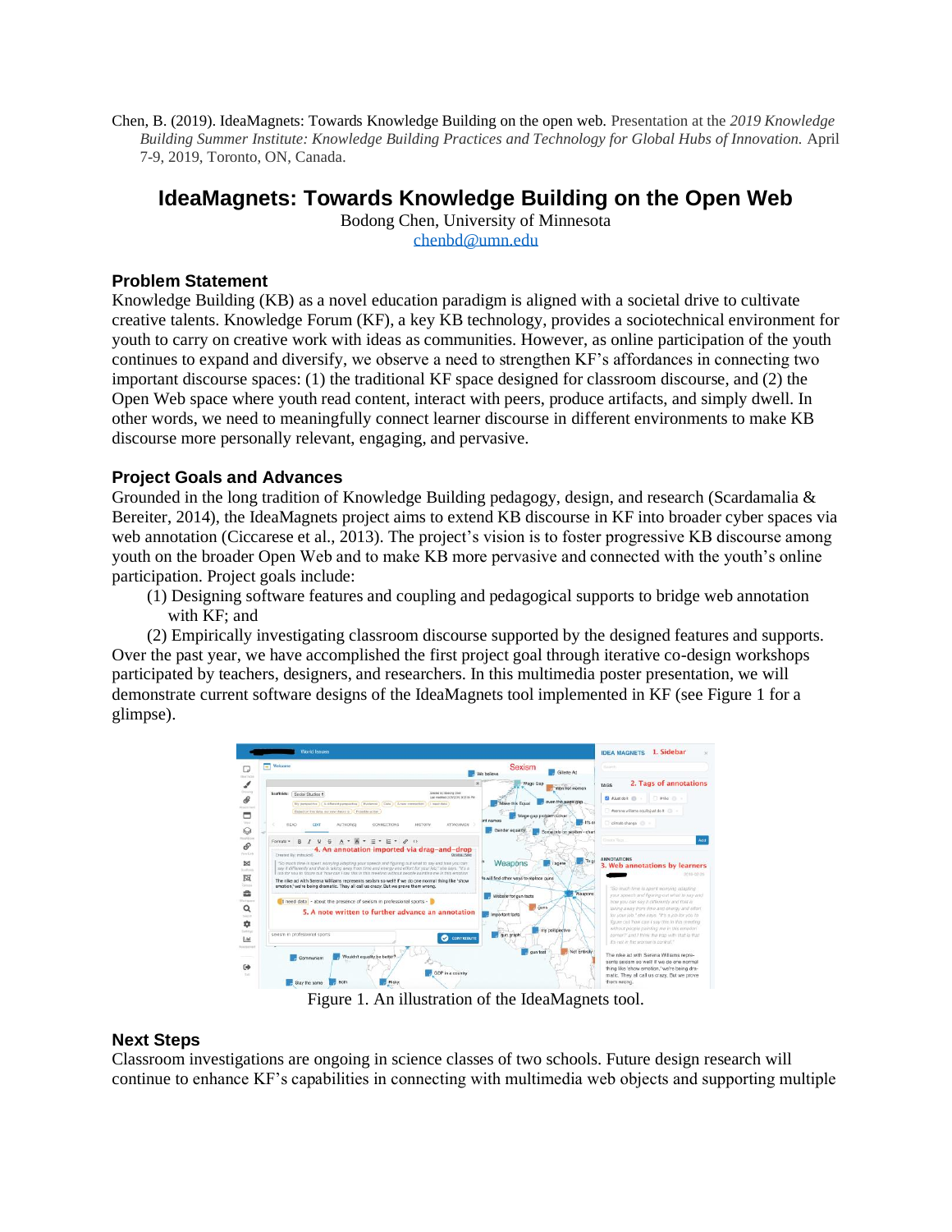Chen, B. (2019). IdeaMagnets: Towards Knowledge Building on the open web. Presentation at the *2019 Knowledge Building Summer Institute: Knowledge Building Practices and Technology for Global Hubs of Innovation.* April 7-9, 2019, Toronto, ON, Canada.

# IdeaMagnets: Towards Knowledge Building on the Open Web

Bodong Chen, University of Minnesota
chenbd@umn.edu

### Problem Statement

Knowledge Building (KB) as a novel education paradigm is aligned with a societal drive to cultivate creative talents. Knowledge Forum (KF), a key KB technology, provides a sociotechnical environment for youth to carry on creative work with ideas as communities. However, as online participation of the youth continues to expand and diversify, we observe a need to strengthen KF's affordances in connecting two important discourse spaces: (1) the traditional KF space designed for classroom discourse, and (2) the Open Web space where youth read content, interact with peers, produce artifacts, and simply dwell. In other words, we need to meaningfully connect learner discourse in different environments to make KB discourse more personally relevant, engaging, and pervasive.

### Project Goals and Advances

Grounded in the long tradition of Knowledge Building pedagogy, design, and research (Scardamalia & Bereiter, 2014), the IdeaMagnets project aims to extend KB discourse in KF into broader cyber spaces via web annotation (Ciccarese et al., 2013). The project's vision is to foster progressive KB discourse among youth on the broader Open Web and to make KB more pervasive and connected with the youth's online participation. Project goals include:

(1) Designing software features and coupling and pedagogical supports to bridge web annotation with KF; and

(2) Empirically investigating classroom discourse supported by the designed features and supports.

Over the past year, we have accomplished the first project goal through iterative co-design workshops participated by teachers, designers, and researchers. In this multimedia poster presentation, we will demonstrate current software designs of the IdeaMagnets tool implemented in KF (see Figure 1 for a glimpse).

Figure 1. An illustration of the IdeaMagnets tool.

### Next Steps

Classroom investigations are ongoing in science classes of two schools. Future design research will continue to enhance KF's capabilities in connecting with multimedia web objects and supporting multiple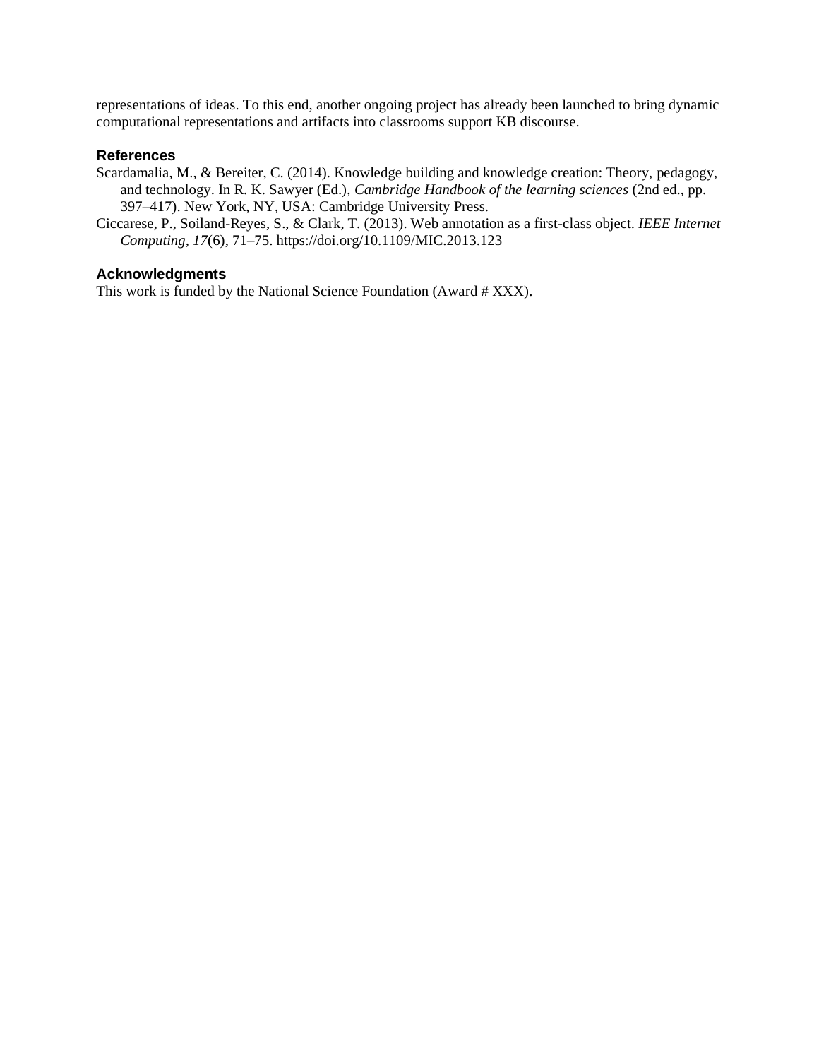representations of ideas. To this end, another ongoing project has already been launched to bring dynamic computational representations and artifacts into classrooms support KB discourse.

## References

Scardamalia, M., & Bereiter, C. (2014). Knowledge building and knowledge creation: Theory, pedagogy, and technology. In R. K. Sawyer (Ed.), *Cambridge Handbook of the learning sciences* (2nd ed., pp. 397–417). New York, NY, USA: Cambridge University Press.

Ciccarese, P., Soiland-Reyes, S., & Clark, T. (2013). Web annotation as a first-class object. *IEEE Internet Computing, 17*(6), 71–75. https://doi.org/10.1109/MIC.2013.123

## Acknowledgments

This work is funded by the National Science Foundation (Award # XXX).